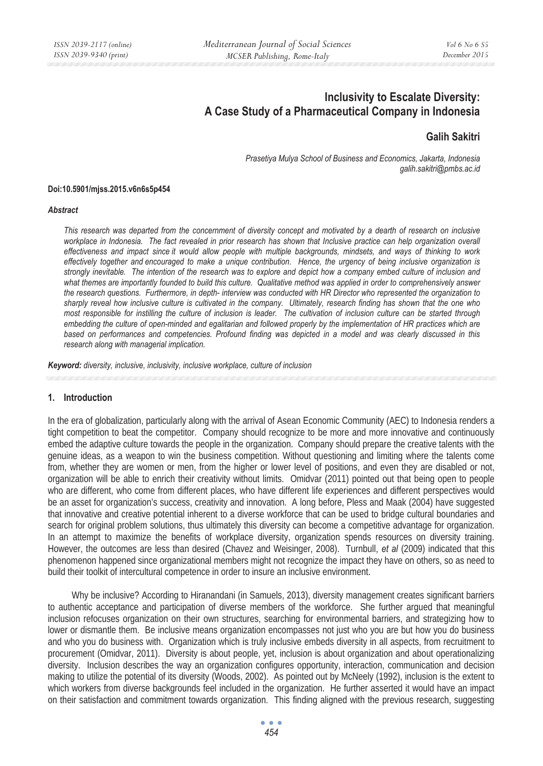# Inclusivity to Escalate Diversity: A Case Study of a Pharmaceutical Company in Indonesia

**Galih Sakitri**

*Prasetiya Mulya School of Business and Economics, Jakarta, Indonesia*
*galih.sakitri@pmbs.ac.id*

**Doi:10.5901/mjss.2015.v6n6s5p454**

***Abstract***

*This research was departed from the concernment of diversity concept and motivated by a dearth of research on inclusive workplace in Indonesia. The fact revealed in prior research has shown that Inclusive practice can help organization overall effectiveness and impact since it would allow people with multiple backgrounds, mindsets, and ways of thinking to work effectively together and encouraged to make a unique contribution. Hence, the urgency of being inclusive organization is strongly inevitable. The intention of the research was to explore and depict how a company embed culture of inclusion and what themes are importantly founded to build this culture. Qualitative method was applied in order to comprehensively answer the research questions. Furthermore, in depth- interview was conducted with HR Director who represented the organization to sharply reveal how inclusive culture is cultivated in the company. Ultimately, research finding has shown that the one who most responsible for instilling the culture of inclusion is leader. The cultivation of inclusion culture can be started through embedding the culture of open-minded and egalitarian and followed properly by the implementation of HR practices which are based on performances and competencies. Profound finding was depicted in a model and was clearly discussed in this research along with managerial implication.*

***Keyword:*** *diversity, inclusive, inclusivity, inclusive workplace, culture of inclusion*

## 1. Introduction

In the era of globalization, particularly along with the arrival of Asean Economic Community (AEC) to Indonesia renders a tight competition to beat the competitor. Company should recognize to be more and more innovative and continuously embed the adaptive culture towards the people in the organization. Company should prepare the creative talents with the genuine ideas, as a weapon to win the business competition. Without questioning and limiting where the talents come from, whether they are women or men, from the higher or lower level of positions, and even they are disabled or not, organization will be able to enrich their creativity without limits. Omidvar (2011) pointed out that being open to people who are different, who come from different places, who have different life experiences and different perspectives would be an asset for organization's success, creativity and innovation. A long before, Pless and Maak (2004) have suggested that innovative and creative potential inherent to a diverse workforce that can be used to bridge cultural boundaries and search for original problem solutions, thus ultimately this diversity can become a competitive advantage for organization. In an attempt to maximize the benefits of workplace diversity, organization spends resources on diversity training. However, the outcomes are less than desired (Chavez and Weisinger, 2008). Turnbull, *et al* (2009) indicated that this phenomenon happened since organizational members might not recognize the impact they have on others, so as need to build their toolkit of intercultural competence in order to insure an inclusive environment.

Why be inclusive? According to Hiranandani (in Samuels, 2013), diversity management creates significant barriers to authentic acceptance and participation of diverse members of the workforce. She further argued that meaningful inclusion refocuses organization on their own structures, searching for environmental barriers, and strategizing how to lower or dismantle them. Be inclusive means organization encompasses not just who you are but how you do business and who you do business with. Organization which is truly inclusive embeds diversity in all aspects, from recruitment to procurement (Omidvar, 2011). Diversity is about people, yet, inclusion is about organization and about operationalizing diversity. Inclusion describes the way an organization configures opportunity, interaction, communication and decision making to utilize the potential of its diversity (Woods, 2002). As pointed out by McNeely (1992), inclusion is the extent to which workers from diverse backgrounds feel included in the organization. He further asserted it would have an impact on their satisfaction and commitment towards organization. This finding aligned with the previous research, suggesting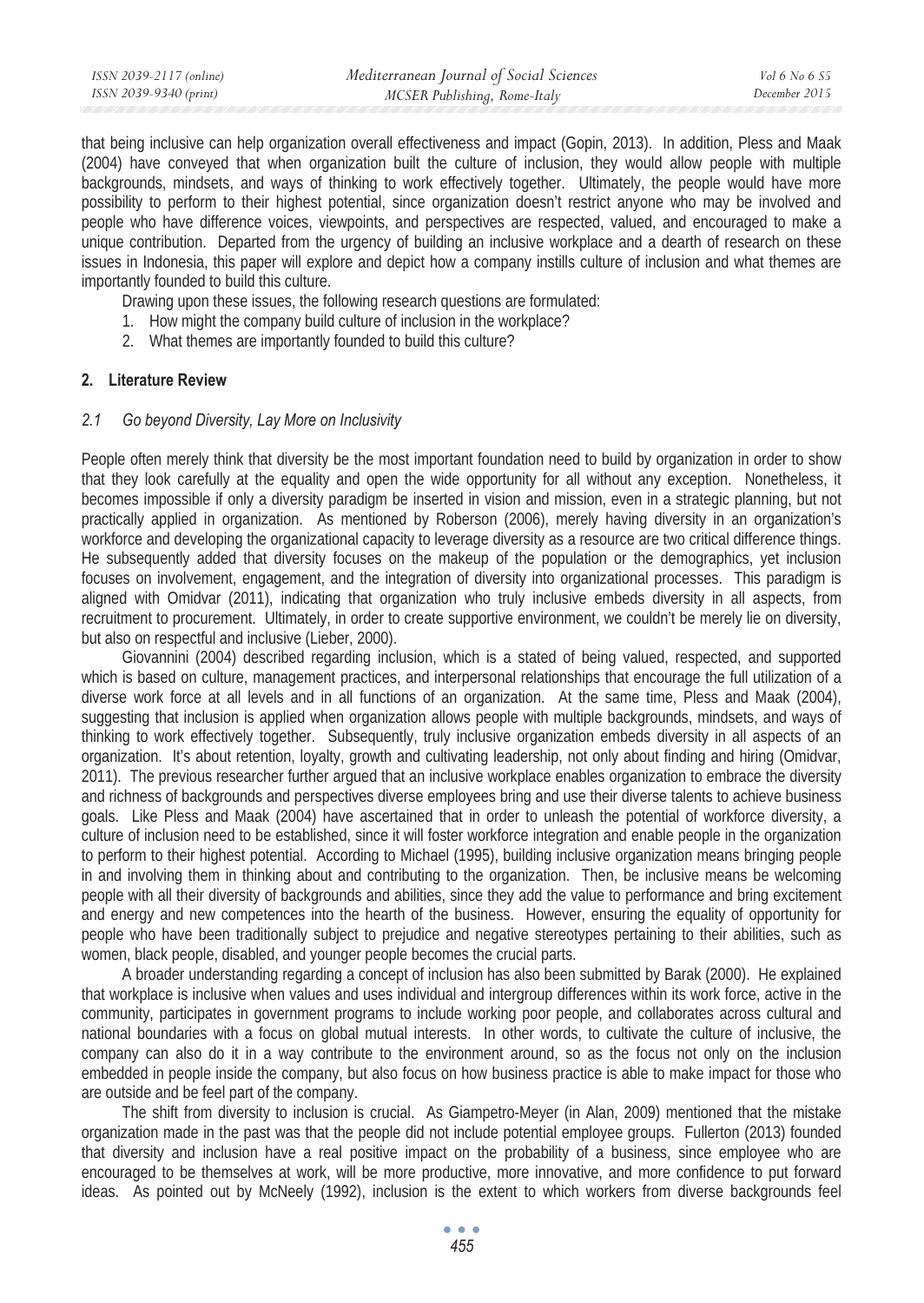that being inclusive can help organization overall effectiveness and impact (Gopin, 2013). In addition, Pless and Maak (2004) have conveyed that when organization built the culture of inclusion, they would allow people with multiple backgrounds, mindsets, and ways of thinking to work effectively together. Ultimately, the people would have more possibility to perform to their highest potential, since organization doesn't restrict anyone who may be involved and people who have difference voices, viewpoints, and perspectives are respected, valued, and encouraged to make a unique contribution. Departed from the urgency of building an inclusive workplace and a dearth of research on these issues in Indonesia, this paper will explore and depict how a company instills culture of inclusion and what themes are importantly founded to build this culture.

Drawing upon these issues, the following research questions are formulated:

1. How might the company build culture of inclusion in the workplace?
2. What themes are importantly founded to build this culture?

## 2. Literature Review

### *2.1 Go beyond Diversity, Lay More on Inclusivity*

People often merely think that diversity be the most important foundation need to build by organization in order to show that they look carefully at the equality and open the wide opportunity for all without any exception. Nonetheless, it becomes impossible if only a diversity paradigm be inserted in vision and mission, even in a strategic planning, but not practically applied in organization. As mentioned by Roberson (2006), merely having diversity in an organization's workforce and developing the organizational capacity to leverage diversity as a resource are two critical difference things. He subsequently added that diversity focuses on the makeup of the population or the demographics, yet inclusion focuses on involvement, engagement, and the integration of diversity into organizational processes. This paradigm is aligned with Omidvar (2011), indicating that organization who truly inclusive embeds diversity in all aspects, from recruitment to procurement. Ultimately, in order to create supportive environment, we couldn't be merely lie on diversity, but also on respectful and inclusive (Lieber, 2000).

Giovannini (2004) described regarding inclusion, which is a stated of being valued, respected, and supported which is based on culture, management practices, and interpersonal relationships that encourage the full utilization of a diverse work force at all levels and in all functions of an organization. At the same time, Pless and Maak (2004), suggesting that inclusion is applied when organization allows people with multiple backgrounds, mindsets, and ways of thinking to work effectively together. Subsequently, truly inclusive organization embeds diversity in all aspects of an organization. It's about retention, loyalty, growth and cultivating leadership, not only about finding and hiring (Omidvar, 2011). The previous researcher further argued that an inclusive workplace enables organization to embrace the diversity and richness of backgrounds and perspectives diverse employees bring and use their diverse talents to achieve business goals. Like Pless and Maak (2004) have ascertained that in order to unleash the potential of workforce diversity, a culture of inclusion need to be established, since it will foster workforce integration and enable people in the organization to perform to their highest potential. According to Michael (1995), building inclusive organization means bringing people in and involving them in thinking about and contributing to the organization. Then, be inclusive means be welcoming people with all their diversity of backgrounds and abilities, since they add the value to performance and bring excitement and energy and new competences into the hearth of the business. However, ensuring the equality of opportunity for people who have been traditionally subject to prejudice and negative stereotypes pertaining to their abilities, such as women, black people, disabled, and younger people becomes the crucial parts.

A broader understanding regarding a concept of inclusion has also been submitted by Barak (2000). He explained that workplace is inclusive when values and uses individual and intergroup differences within its work force, active in the community, participates in government programs to include working poor people, and collaborates across cultural and national boundaries with a focus on global mutual interests. In other words, to cultivate the culture of inclusive, the company can also do it in a way contribute to the environment around, so as the focus not only on the inclusion embedded in people inside the company, but also focus on how business practice is able to make impact for those who are outside and be feel part of the company.

The shift from diversity to inclusion is crucial. As Giampetro-Meyer (in Alan, 2009) mentioned that the mistake organization made in the past was that the people did not include potential employee groups. Fullerton (2013) founded that diversity and inclusion have a real positive impact on the probability of a business, since employee who are encouraged to be themselves at work, will be more productive, more innovative, and more confidence to put forward ideas. As pointed out by McNeely (1992), inclusion is the extent to which workers from diverse backgrounds feel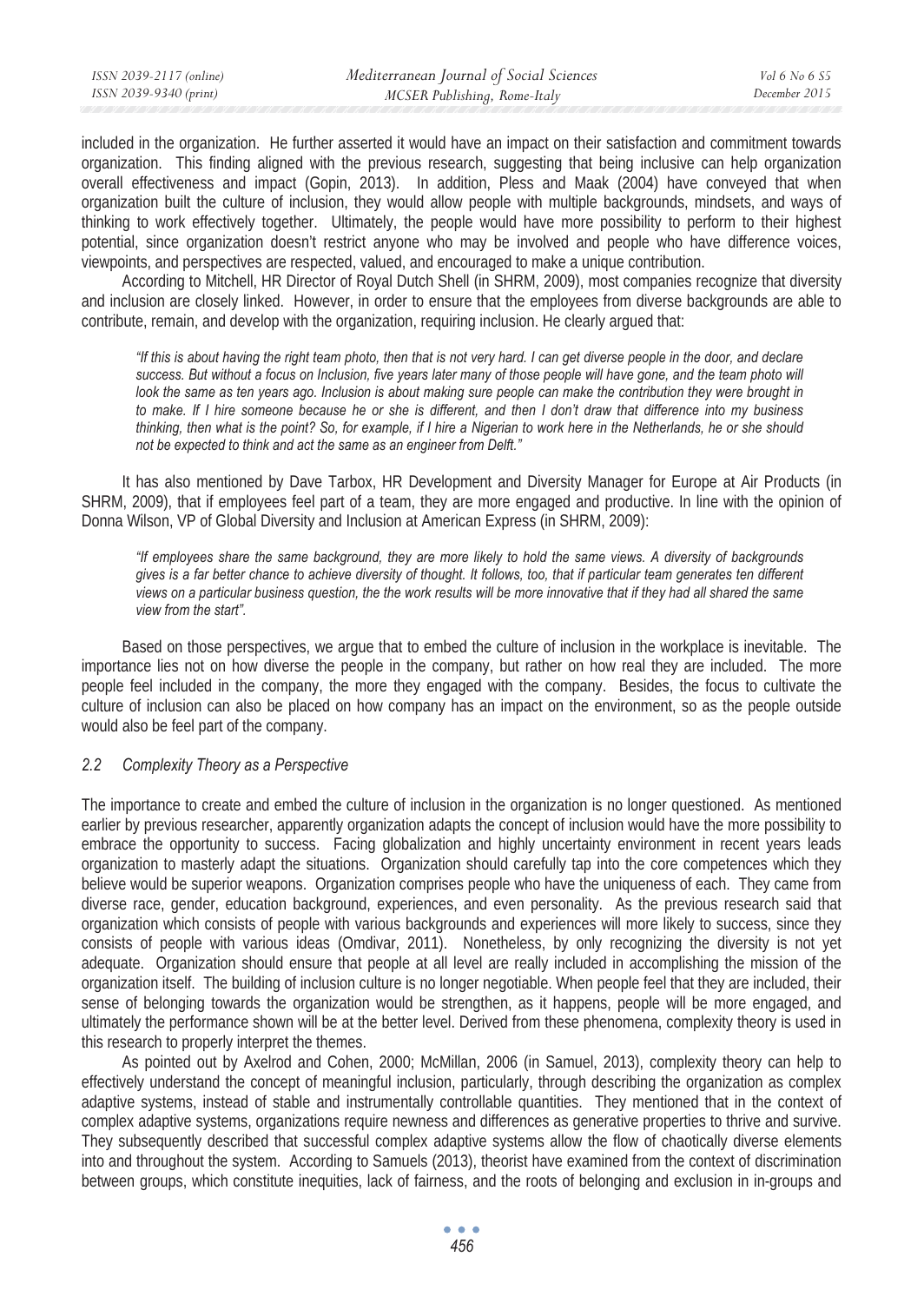included in the organization. He further asserted it would have an impact on their satisfaction and commitment towards organization. This finding aligned with the previous research, suggesting that being inclusive can help organization overall effectiveness and impact (Gopin, 2013). In addition, Pless and Maak (2004) have conveyed that when organization built the culture of inclusion, they would allow people with multiple backgrounds, mindsets, and ways of thinking to work effectively together. Ultimately, the people would have more possibility to perform to their highest potential, since organization doesn't restrict anyone who may be involved and people who have difference voices, viewpoints, and perspectives are respected, valued, and encouraged to make a unique contribution.

According to Mitchell, HR Director of Royal Dutch Shell (in SHRM, 2009), most companies recognize that diversity and inclusion are closely linked. However, in order to ensure that the employees from diverse backgrounds are able to contribute, remain, and develop with the organization, requiring inclusion. He clearly argued that:

> *"If this is about having the right team photo, then that is not very hard. I can get diverse people in the door, and declare success. But without a focus on Inclusion, five years later many of those people will have gone, and the team photo will look the same as ten years ago. Inclusion is about making sure people can make the contribution they were brought in to make. If I hire someone because he or she is different, and then I don't draw that difference into my business thinking, then what is the point? So, for example, if I hire a Nigerian to work here in the Netherlands, he or she should not be expected to think and act the same as an engineer from Delft."*

It has also mentioned by Dave Tarbox, HR Development and Diversity Manager for Europe at Air Products (in SHRM, 2009), that if employees feel part of a team, they are more engaged and productive. In line with the opinion of Donna Wilson, VP of Global Diversity and Inclusion at American Express (in SHRM, 2009):

> *"If employees share the same background, they are more likely to hold the same views. A diversity of backgrounds gives is a far better chance to achieve diversity of thought. It follows, too, that if particular team generates ten different views on a particular business question, the the work results will be more innovative that if they had all shared the same view from the start".*

Based on those perspectives, we argue that to embed the culture of inclusion in the workplace is inevitable. The importance lies not on how diverse the people in the company, but rather on how real they are included. The more people feel included in the company, the more they engaged with the company. Besides, the focus to cultivate the culture of inclusion can also be placed on how company has an impact on the environment, so as the people outside would also be feel part of the company.

### *2.2 Complexity Theory as a Perspective*

The importance to create and embed the culture of inclusion in the organization is no longer questioned. As mentioned earlier by previous researcher, apparently organization adapts the concept of inclusion would have the more possibility to embrace the opportunity to success. Facing globalization and highly uncertainty environment in recent years leads organization to masterly adapt the situations. Organization should carefully tap into the core competences which they believe would be superior weapons. Organization comprises people who have the uniqueness of each. They came from diverse race, gender, education background, experiences, and even personality. As the previous research said that organization which consists of people with various backgrounds and experiences will more likely to success, since they consists of people with various ideas (Omdivar, 2011). Nonetheless, by only recognizing the diversity is not yet adequate. Organization should ensure that people at all level are really included in accomplishing the mission of the organization itself. The building of inclusion culture is no longer negotiable. When people feel that they are included, their sense of belonging towards the organization would be strengthen, as it happens, people will be more engaged, and ultimately the performance shown will be at the better level. Derived from these phenomena, complexity theory is used in this research to properly interpret the themes.

As pointed out by Axelrod and Cohen, 2000; McMillan, 2006 (in Samuel, 2013), complexity theory can help to effectively understand the concept of meaningful inclusion, particularly, through describing the organization as complex adaptive systems, instead of stable and instrumentally controllable quantities. They mentioned that in the context of complex adaptive systems, organizations require newness and differences as generative properties to thrive and survive. They subsequently described that successful complex adaptive systems allow the flow of chaotically diverse elements into and throughout the system. According to Samuels (2013), theorist have examined from the context of discrimination between groups, which constitute inequities, lack of fairness, and the roots of belonging and exclusion in in-groups and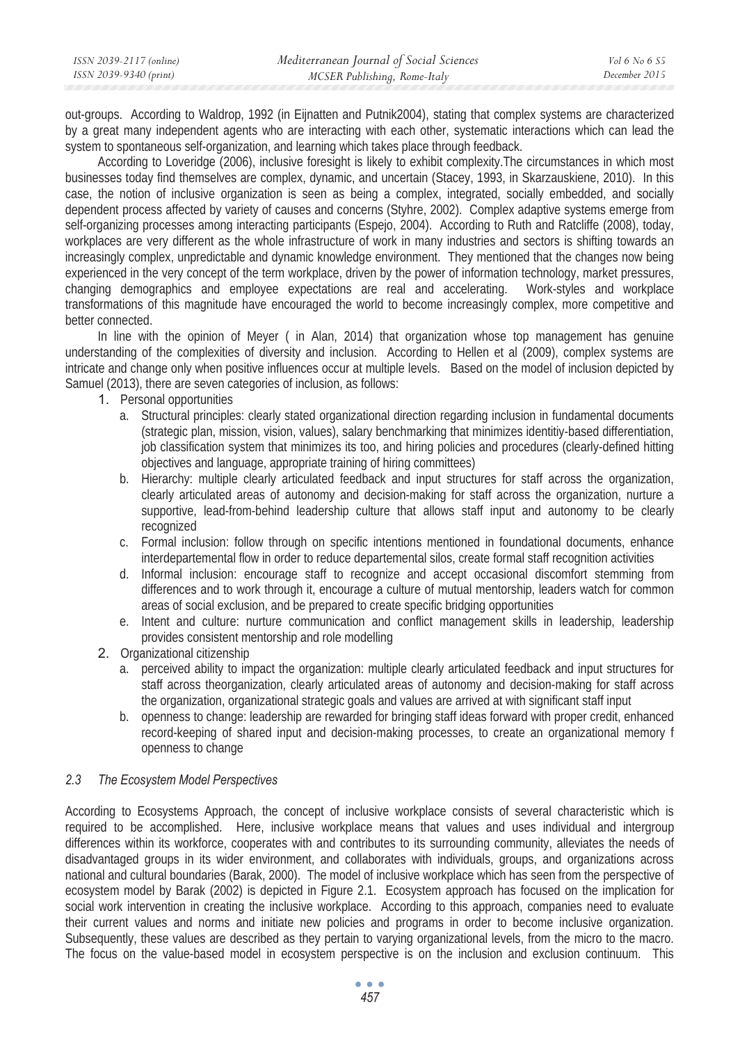out-groups. According to Waldrop, 1992 (in Eijnatten and Putnik2004), stating that complex systems are characterized by a great many independent agents who are interacting with each other, systematic interactions which can lead the system to spontaneous self-organization, and learning which takes place through feedback.

According to Loveridge (2006), inclusive foresight is likely to exhibit complexity.The circumstances in which most businesses today find themselves are complex, dynamic, and uncertain (Stacey, 1993, in Skarzauskiene, 2010). In this case, the notion of inclusive organization is seen as being a complex, integrated, socially embedded, and socially dependent process affected by variety of causes and concerns (Styhre, 2002). Complex adaptive systems emerge from self-organizing processes among interacting participants (Espejo, 2004). According to Ruth and Ratcliffe (2008), today, workplaces are very different as the whole infrastructure of work in many industries and sectors is shifting towards an increasingly complex, unpredictable and dynamic knowledge environment. They mentioned that the changes now being experienced in the very concept of the term workplace, driven by the power of information technology, market pressures, changing demographics and employee expectations are real and accelerating. Work-styles and workplace transformations of this magnitude have encouraged the world to become increasingly complex, more competitive and better connected.

In line with the opinion of Meyer ( in Alan, 2014) that organization whose top management has genuine understanding of the complexities of diversity and inclusion. According to Hellen et al (2009), complex systems are intricate and change only when positive influences occur at multiple levels. Based on the model of inclusion depicted by Samuel (2013), there are seven categories of inclusion, as follows:

1. Personal opportunities
   a. Structural principles: clearly stated organizational direction regarding inclusion in fundamental documents (strategic plan, mission, vision, values), salary benchmarking that minimizes identitiy-based differentiation, job classification system that minimizes its too, and hiring policies and procedures (clearly-defined hitting objectives and language, appropriate training of hiring committees)
   b. Hierarchy: multiple clearly articulated feedback and input structures for staff across the organization, clearly articulated areas of autonomy and decision-making for staff across the organization, nurture a supportive, lead-from-behind leadership culture that allows staff input and autonomy to be clearly recognized
   c. Formal inclusion: follow through on specific intentions mentioned in foundational documents, enhance interdepartemental flow in order to reduce departemental silos, create formal staff recognition activities
   d. Informal inclusion: encourage staff to recognize and accept occasional discomfort stemming from differences and to work through it, encourage a culture of mutual mentorship, leaders watch for common areas of social exclusion, and be prepared to create specific bridging opportunities
   e. Intent and culture: nurture communication and conflict management skills in leadership, leadership provides consistent mentorship and role modelling
2. Organizational citizenship
   a. perceived ability to impact the organization: multiple clearly articulated feedback and input structures for staff across theorganization, clearly articulated areas of autonomy and decision-making for staff across the organization, organizational strategic goals and values are arrived at with significant staff input
   b. openness to change: leadership are rewarded for bringing staff ideas forward with proper credit, enhanced record-keeping of shared input and decision-making processes, to create an organizational memory f openness to change

### *2.3 The Ecosystem Model Perspectives*

According to Ecosystems Approach, the concept of inclusive workplace consists of several characteristic which is required to be accomplished. Here, inclusive workplace means that values and uses individual and intergroup differences within its workforce, cooperates with and contributes to its surrounding community, alleviates the needs of disadvantaged groups in its wider environment, and collaborates with individuals, groups, and organizations across national and cultural boundaries (Barak, 2000). The model of inclusive workplace which has seen from the perspective of ecosystem model by Barak (2002) is depicted in Figure 2.1. Ecosystem approach has focused on the implication for social work intervention in creating the inclusive workplace. According to this approach, companies need to evaluate their current values and norms and initiate new policies and programs in order to become inclusive organization. Subsequently, these values are described as they pertain to varying organizational levels, from the micro to the macro. The focus on the value-based model in ecosystem perspective is on the inclusion and exclusion continuum. This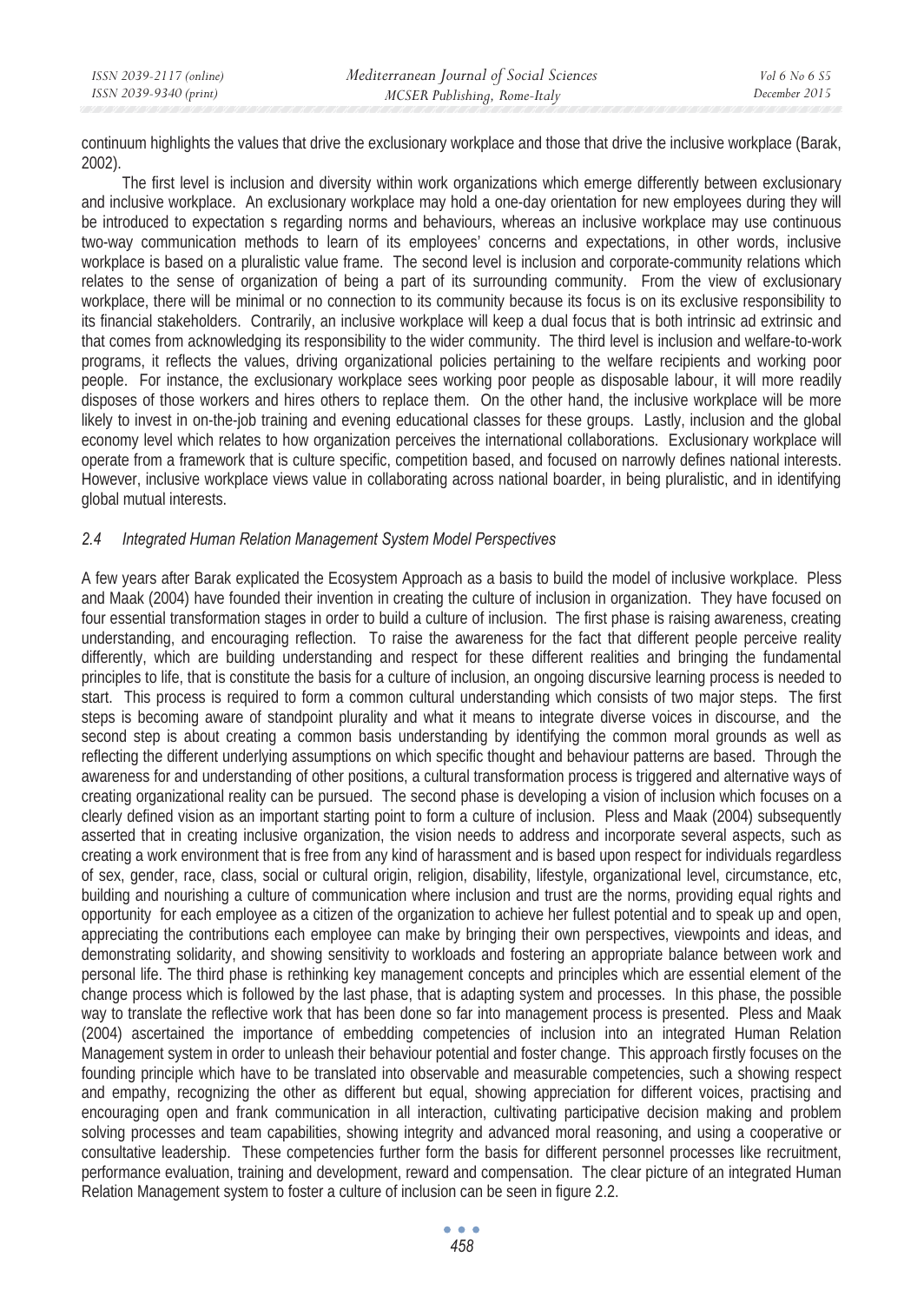continuum highlights the values that drive the exclusionary workplace and those that drive the inclusive workplace (Barak, 2002).

The first level is inclusion and diversity within work organizations which emerge differently between exclusionary and inclusive workplace. An exclusionary workplace may hold a one-day orientation for new employees during they will be introduced to expectation s regarding norms and behaviours, whereas an inclusive workplace may use continuous two-way communication methods to learn of its employees' concerns and expectations, in other words, inclusive workplace is based on a pluralistic value frame. The second level is inclusion and corporate-community relations which relates to the sense of organization of being a part of its surrounding community. From the view of exclusionary workplace, there will be minimal or no connection to its community because its focus is on its exclusive responsibility to its financial stakeholders. Contrarily, an inclusive workplace will keep a dual focus that is both intrinsic ad extrinsic and that comes from acknowledging its responsibility to the wider community. The third level is inclusion and welfare-to-work programs, it reflects the values, driving organizational policies pertaining to the welfare recipients and working poor people. For instance, the exclusionary workplace sees working poor people as disposable labour, it will more readily disposes of those workers and hires others to replace them. On the other hand, the inclusive workplace will be more likely to invest in on-the-job training and evening educational classes for these groups. Lastly, inclusion and the global economy level which relates to how organization perceives the international collaborations. Exclusionary workplace will operate from a framework that is culture specific, competition based, and focused on narrowly defines national interests. However, inclusive workplace views value in collaborating across national boarder, in being pluralistic, and in identifying global mutual interests.

### *2.4 Integrated Human Relation Management System Model Perspectives*

A few years after Barak explicated the Ecosystem Approach as a basis to build the model of inclusive workplace. Pless and Maak (2004) have founded their invention in creating the culture of inclusion in organization. They have focused on four essential transformation stages in order to build a culture of inclusion. The first phase is raising awareness, creating understanding, and encouraging reflection. To raise the awareness for the fact that different people perceive reality differently, which are building understanding and respect for these different realities and bringing the fundamental principles to life, that is constitute the basis for a culture of inclusion, an ongoing discursive learning process is needed to start. This process is required to form a common cultural understanding which consists of two major steps. The first steps is becoming aware of standpoint plurality and what it means to integrate diverse voices in discourse, and the second step is about creating a common basis understanding by identifying the common moral grounds as well as reflecting the different underlying assumptions on which specific thought and behaviour patterns are based. Through the awareness for and understanding of other positions, a cultural transformation process is triggered and alternative ways of creating organizational reality can be pursued. The second phase is developing a vision of inclusion which focuses on a clearly defined vision as an important starting point to form a culture of inclusion. Pless and Maak (2004) subsequently asserted that in creating inclusive organization, the vision needs to address and incorporate several aspects, such as creating a work environment that is free from any kind of harassment and is based upon respect for individuals regardless of sex, gender, race, class, social or cultural origin, religion, disability, lifestyle, organizational level, circumstance, etc, building and nourishing a culture of communication where inclusion and trust are the norms, providing equal rights and opportunity for each employee as a citizen of the organization to achieve her fullest potential and to speak up and open, appreciating the contributions each employee can make by bringing their own perspectives, viewpoints and ideas, and demonstrating solidarity, and showing sensitivity to workloads and fostering an appropriate balance between work and personal life. The third phase is rethinking key management concepts and principles which are essential element of the change process which is followed by the last phase, that is adapting system and processes. In this phase, the possible way to translate the reflective work that has been done so far into management process is presented. Pless and Maak (2004) ascertained the importance of embedding competencies of inclusion into an integrated Human Relation Management system in order to unleash their behaviour potential and foster change. This approach firstly focuses on the founding principle which have to be translated into observable and measurable competencies, such a showing respect and empathy, recognizing the other as different but equal, showing appreciation for different voices, practising and encouraging open and frank communication in all interaction, cultivating participative decision making and problem solving processes and team capabilities, showing integrity and advanced moral reasoning, and using a cooperative or consultative leadership. These competencies further form the basis for different personnel processes like recruitment, performance evaluation, training and development, reward and compensation. The clear picture of an integrated Human Relation Management system to foster a culture of inclusion can be seen in figure 2.2.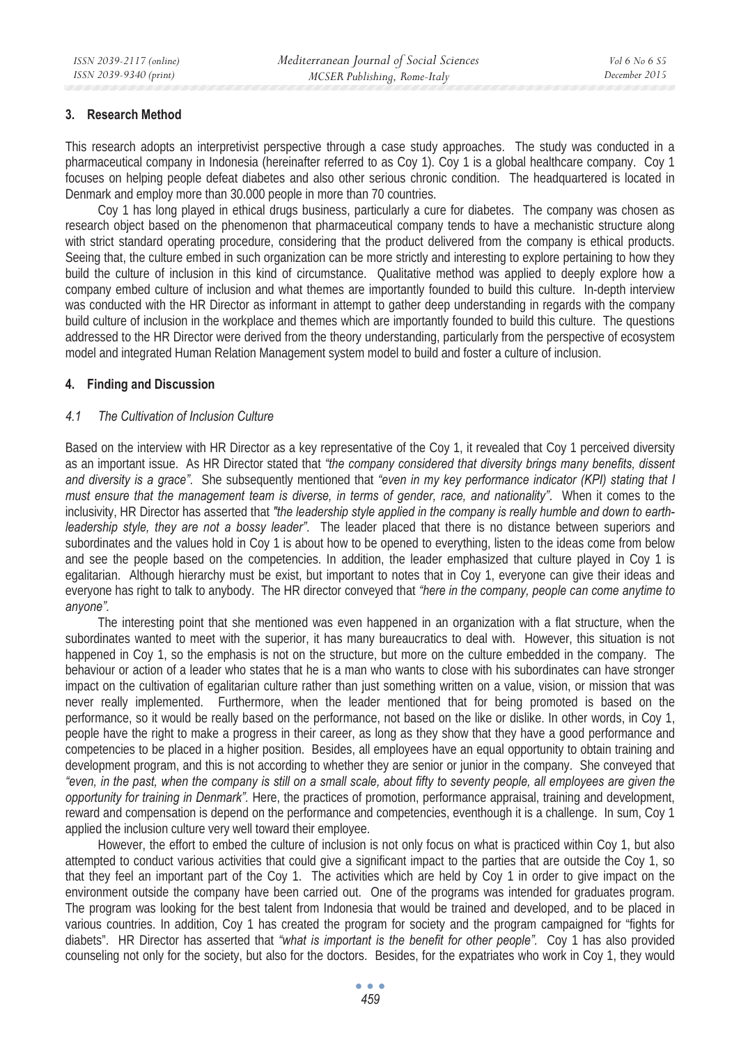## 3. Research Method

This research adopts an interpretivist perspective through a case study approaches. The study was conducted in a pharmaceutical company in Indonesia (hereinafter referred to as Coy 1). Coy 1 is a global healthcare company. Coy 1 focuses on helping people defeat diabetes and also other serious chronic condition. The headquartered is located in Denmark and employ more than 30.000 people in more than 70 countries.

Coy 1 has long played in ethical drugs business, particularly a cure for diabetes. The company was chosen as research object based on the phenomenon that pharmaceutical company tends to have a mechanistic structure along with strict standard operating procedure, considering that the product delivered from the company is ethical products. Seeing that, the culture embed in such organization can be more strictly and interesting to explore pertaining to how they build the culture of inclusion in this kind of circumstance. Qualitative method was applied to deeply explore how a company embed culture of inclusion and what themes are importantly founded to build this culture. In-depth interview was conducted with the HR Director as informant in attempt to gather deep understanding in regards with the company build culture of inclusion in the workplace and themes which are importantly founded to build this culture. The questions addressed to the HR Director were derived from the theory understanding, particularly from the perspective of ecosystem model and integrated Human Relation Management system model to build and foster a culture of inclusion.

## 4. Finding and Discussion

### *4.1 The Cultivation of Inclusion Culture*

Based on the interview with HR Director as a key representative of the Coy 1, it revealed that Coy 1 perceived diversity as an important issue. As HR Director stated that *"the company considered that diversity brings many benefits, dissent and diversity is a grace"*. She subsequently mentioned that *"even in my key performance indicator (KPI) stating that I must ensure that the management team is diverse, in terms of gender, race, and nationality"*. When it comes to the inclusivity, HR Director has asserted that *"the leadership style applied in the company is really humble and down to earth-leadership style, they are not a bossy leader"*. The leader placed that there is no distance between superiors and subordinates and the values hold in Coy 1 is about how to be opened to everything, listen to the ideas come from below and see the people based on the competencies. In addition, the leader emphasized that culture played in Coy 1 is egalitarian. Although hierarchy must be exist, but important to notes that in Coy 1, everyone can give their ideas and everyone has right to talk to anybody. The HR director conveyed that *"here in the company, people can come anytime to anyone"*.

The interesting point that she mentioned was even happened in an organization with a flat structure, when the subordinates wanted to meet with the superior, it has many bureaucratics to deal with. However, this situation is not happened in Coy 1, so the emphasis is not on the structure, but more on the culture embedded in the company. The behaviour or action of a leader who states that he is a man who wants to close with his subordinates can have stronger impact on the cultivation of egalitarian culture rather than just something written on a value, vision, or mission that was never really implemented. Furthermore, when the leader mentioned that for being promoted is based on the performance, so it would be really based on the performance, not based on the like or dislike. In other words, in Coy 1, people have the right to make a progress in their career, as long as they show that they have a good performance and competencies to be placed in a higher position. Besides, all employees have an equal opportunity to obtain training and development program, and this is not according to whether they are senior or junior in the company. She conveyed that *"even, in the past, when the company is still on a small scale, about fifty to seventy people, all employees are given the opportunity for training in Denmark"*. Here, the practices of promotion, performance appraisal, training and development, reward and compensation is depend on the performance and competencies, eventhough it is a challenge. In sum, Coy 1 applied the inclusion culture very well toward their employee.

However, the effort to embed the culture of inclusion is not only focus on what is practiced within Coy 1, but also attempted to conduct various activities that could give a significant impact to the parties that are outside the Coy 1, so that they feel an important part of the Coy 1. The activities which are held by Coy 1 in order to give impact on the environment outside the company have been carried out. One of the programs was intended for graduates program. The program was looking for the best talent from Indonesia that would be trained and developed, and to be placed in various countries. In addition, Coy 1 has created the program for society and the program campaigned for "fights for diabets". HR Director has asserted that *"what is important is the benefit for other people"*. Coy 1 has also provided counseling not only for the society, but also for the doctors. Besides, for the expatriates who work in Coy 1, they would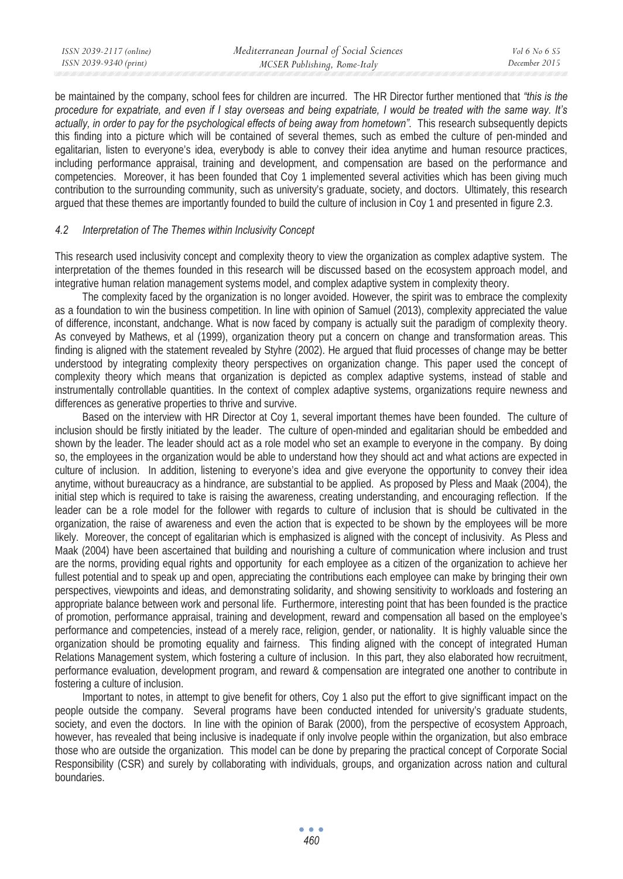be maintained by the company, school fees for children are incurred. The HR Director further mentioned that *"this is the procedure for expatriate, and even if I stay overseas and being expatriate, I would be treated with the same way. It's actually, in order to pay for the psychological effects of being away from hometown".* This research subsequently depicts this finding into a picture which will be contained of several themes, such as embed the culture of pen-minded and egalitarian, listen to everyone's idea, everybody is able to convey their idea anytime and human resource practices, including performance appraisal, training and development, and compensation are based on the performance and competencies. Moreover, it has been founded that Coy 1 implemented several activities which has been giving much contribution to the surrounding community, such as university's graduate, society, and doctors. Ultimately, this research argued that these themes are importantly founded to build the culture of inclusion in Coy 1 and presented in figure 2.3.

### *4.2 Interpretation of The Themes within Inclusivity Concept*

This research used inclusivity concept and complexity theory to view the organization as complex adaptive system. The interpretation of the themes founded in this research will be discussed based on the ecosystem approach model, and integrative human relation management systems model, and complex adaptive system in complexity theory.

The complexity faced by the organization is no longer avoided. However, the spirit was to embrace the complexity as a foundation to win the business competition. In line with opinion of Samuel (2013), complexity appreciated the value of difference, inconstant, andchange. What is now faced by company is actually suit the paradigm of complexity theory. As conveyed by Mathews, et al (1999), organization theory put a concern on change and transformation areas. This finding is aligned with the statement revealed by Styhre (2002). He argued that fluid processes of change may be better understood by integrating complexity theory perspectives on organization change. This paper used the concept of complexity theory which means that organization is depicted as complex adaptive systems, instead of stable and instrumentally controllable quantities. In the context of complex adaptive systems, organizations require newness and differences as generative properties to thrive and survive.

Based on the interview with HR Director at Coy 1, several important themes have been founded. The culture of inclusion should be firstly initiated by the leader. The culture of open-minded and egalitarian should be embedded and shown by the leader. The leader should act as a role model who set an example to everyone in the company. By doing so, the employees in the organization would be able to understand how they should act and what actions are expected in culture of inclusion. In addition, listening to everyone's idea and give everyone the opportunity to convey their idea anytime, without bureaucracy as a hindrance, are substantial to be applied. As proposed by Pless and Maak (2004), the initial step which is required to take is raising the awareness, creating understanding, and encouraging reflection. If the leader can be a role model for the follower with regards to culture of inclusion that is should be cultivated in the organization, the raise of awareness and even the action that is expected to be shown by the employees will be more likely. Moreover, the concept of egalitarian which is emphasized is aligned with the concept of inclusivity. As Pless and Maak (2004) have been ascertained that building and nourishing a culture of communication where inclusion and trust are the norms, providing equal rights and opportunity for each employee as a citizen of the organization to achieve her fullest potential and to speak up and open, appreciating the contributions each employee can make by bringing their own perspectives, viewpoints and ideas, and demonstrating solidarity, and showing sensitivity to workloads and fostering an appropriate balance between work and personal life. Furthermore, interesting point that has been founded is the practice of promotion, performance appraisal, training and development, reward and compensation all based on the employee's performance and competencies, instead of a merely race, religion, gender, or nationality. It is highly valuable since the organization should be promoting equality and fairness. This finding aligned with the concept of integrated Human Relations Management system, which fostering a culture of inclusion. In this part, they also elaborated how recruitment, performance evaluation, development program, and reward & compensation are integrated one another to contribute in fostering a culture of inclusion.

Important to notes, in attempt to give benefit for others, Coy 1 also put the effort to give signifficant impact on the people outside the company. Several programs have been conducted intended for university's graduate students, society, and even the doctors. In line with the opinion of Barak (2000), from the perspective of ecosystem Approach, however, has revealed that being inclusive is inadequate if only involve people within the organization, but also embrace those who are outside the organization. This model can be done by preparing the practical concept of Corporate Social Responsibility (CSR) and surely by collaborating with individuals, groups, and organization across nation and cultural boundaries.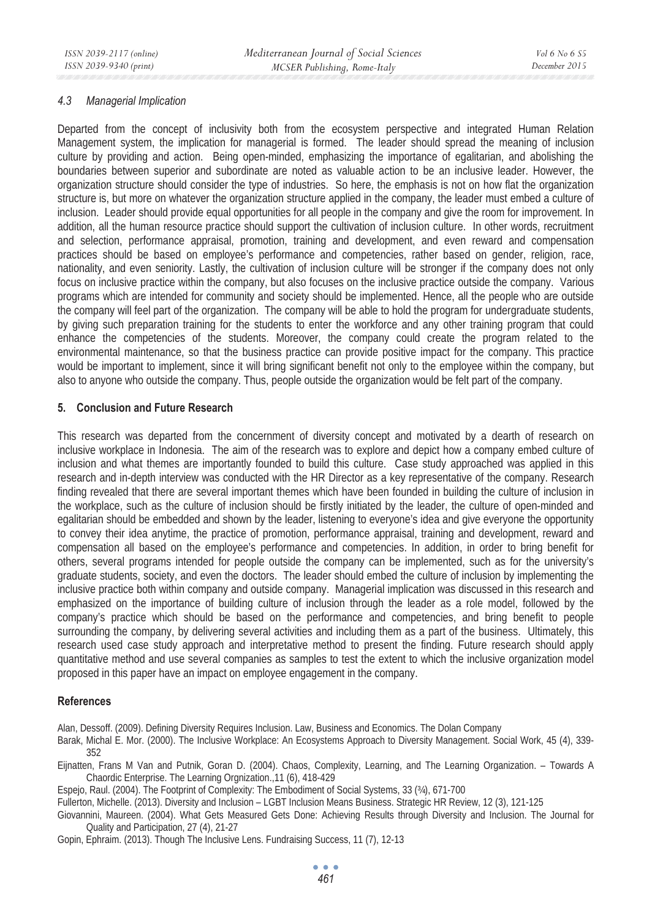### 4.3 Managerial Implication

Departed from the concept of inclusivity both from the ecosystem perspective and integrated Human Relation Management system, the implication for managerial is formed. The leader should spread the meaning of inclusion culture by providing and action. Being open-minded, emphasizing the importance of egalitarian, and abolishing the boundaries between superior and subordinate are noted as valuable action to be an inclusive leader. However, the organization structure should consider the type of industries. So here, the emphasis is not on how flat the organization structure is, but more on whatever the organization structure applied in the company, the leader must embed a culture of inclusion. Leader should provide equal opportunities for all people in the company and give the room for improvement. In addition, all the human resource practice should support the cultivation of inclusion culture. In other words, recruitment and selection, performance appraisal, promotion, training and development, and even reward and compensation practices should be based on employee's performance and competencies, rather based on gender, religion, race, nationality, and even seniority. Lastly, the cultivation of inclusion culture will be stronger if the company does not only focus on inclusive practice within the company, but also focuses on the inclusive practice outside the company. Various programs which are intended for community and society should be implemented. Hence, all the people who are outside the company will feel part of the organization. The company will be able to hold the program for undergraduate students, by giving such preparation training for the students to enter the workforce and any other training program that could enhance the competencies of the students. Moreover, the company could create the program related to the environmental maintenance, so that the business practice can provide positive impact for the company. This practice would be important to implement, since it will bring significant benefit not only to the employee within the company, but also to anyone who outside the company. Thus, people outside the organization would be felt part of the company.

## 5. Conclusion and Future Research

This research was departed from the concernment of diversity concept and motivated by a dearth of research on inclusive workplace in Indonesia. The aim of the research was to explore and depict how a company embed culture of inclusion and what themes are importantly founded to build this culture. Case study approached was applied in this research and in-depth interview was conducted with the HR Director as a key representative of the company. Research finding revealed that there are several important themes which have been founded in building the culture of inclusion in the workplace, such as the culture of inclusion should be firstly initiated by the leader, the culture of open-minded and egalitarian should be embedded and shown by the leader, listening to everyone's idea and give everyone the opportunity to convey their idea anytime, the practice of promotion, performance appraisal, training and development, reward and compensation all based on the employee's performance and competencies. In addition, in order to bring benefit for others, several programs intended for people outside the company can be implemented, such as for the university's graduate students, society, and even the doctors. The leader should embed the culture of inclusion by implementing the inclusive practice both within company and outside company. Managerial implication was discussed in this research and emphasized on the importance of building culture of inclusion through the leader as a role model, followed by the company's practice which should be based on the performance and competencies, and bring benefit to people surrounding the company, by delivering several activities and including them as a part of the business. Ultimately, this research used case study approach and interpretative method to present the finding. Future research should apply quantitative method and use several companies as samples to test the extent to which the inclusive organization model proposed in this paper have an impact on employee engagement in the company.

## References

Alan, Dessoff. (2009). Defining Diversity Requires Inclusion. Law, Business and Economics. The Dolan Company

Barak, Michal E. Mor. (2000). The Inclusive Workplace: An Ecosystems Approach to Diversity Management. Social Work, 45 (4), 339-352

Eijnatten, Frans M Van and Putnik, Goran D. (2004). Chaos, Complexity, Learning, and The Learning Organization. – Towards A Chaordic Enterprise. The Learning Orgnization.,11 (6), 418-429

Espejo, Raul. (2004). The Footprint of Complexity: The Embodiment of Social Systems, 33 (¾), 671-700

Fullerton, Michelle. (2013). Diversity and Inclusion – LGBT Inclusion Means Business. Strategic HR Review, 12 (3), 121-125

Giovannini, Maureen. (2004). What Gets Measured Gets Done: Achieving Results through Diversity and Inclusion. The Journal for Quality and Participation, 27 (4), 21-27

Gopin, Ephraim. (2013). Though The Inclusive Lens. Fundraising Success, 11 (7), 12-13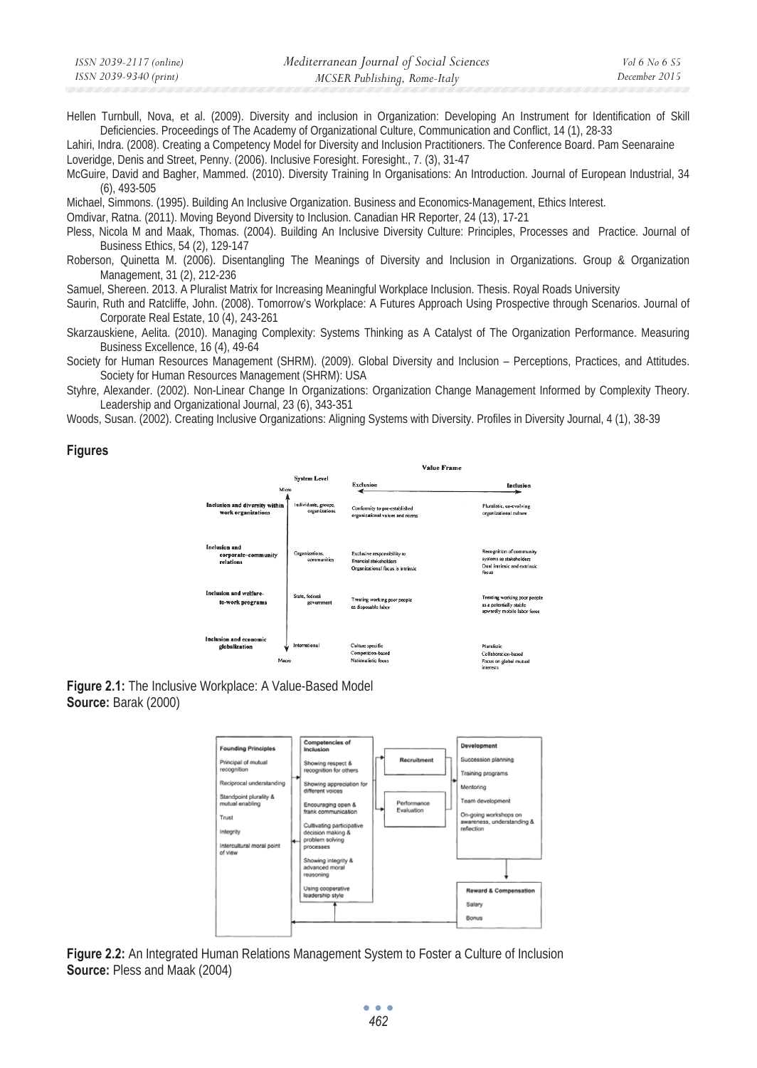Hellen Turnbull, Nova, et al. (2009). Diversity and inclusion in Organization: Developing An Instrument for Identification of Skill Deficiencies. Proceedings of The Academy of Organizational Culture, Communication and Conflict, 14 (1), 28-33

Lahiri, Indra. (2008). Creating a Competency Model for Diversity and Inclusion Practitioners. The Conference Board. Pam Seenaraine

Loveridge, Denis and Street, Penny. (2006). Inclusive Foresight. Foresight., 7. (3), 31-47

McGuire, David and Bagher, Mammed. (2010). Diversity Training In Organisations: An Introduction. Journal of European Industrial, 34 (6), 493-505

Michael, Simmons. (1995). Building An Inclusive Organization. Business and Economics-Management, Ethics Interest.

Omdivar, Ratna. (2011). Moving Beyond Diversity to Inclusion. Canadian HR Reporter, 24 (13), 17-21

Pless, Nicola M and Maak, Thomas. (2004). Building An Inclusive Diversity Culture: Principles, Processes and Practice. Journal of Business Ethics, 54 (2), 129-147

Roberson, Quinetta M. (2006). Disentangling The Meanings of Diversity and Inclusion in Organizations. Group & Organization Management, 31 (2), 212-236

Samuel, Shereen. 2013. A Pluralist Matrix for Increasing Meaningful Workplace Inclusion. Thesis. Royal Roads University

Saurin, Ruth and Ratcliffe, John. (2008). Tomorrow's Workplace: A Futures Approach Using Prospective through Scenarios. Journal of Corporate Real Estate, 10 (4), 243-261

Skarzauskiene, Aelita. (2010). Managing Complexity: Systems Thinking as A Catalyst of The Organization Performance. Measuring Business Excellence, 16 (4), 49-64

Society for Human Resources Management (SHRM). (2009). Global Diversity and Inclusion – Perceptions, Practices, and Attitudes. Society for Human Resources Management (SHRM): USA

Styhre, Alexander. (2002). Non-Linear Change In Organizations: Organization Change Management Informed by Complexity Theory. Leadership and Organizational Journal, 23 (6), 343-351

Woods, Susan. (2002). Creating Inclusive Organizations: Aligning Systems with Diversity. Profiles in Diversity Journal, 4 (1), 38-39

## Figures

**Figure 2.1:** The Inclusive Workplace: A Value-Based Model
**Source:** Barak (2000)

**Figure 2.2:** An Integrated Human Relations Management System to Foster a Culture of Inclusion
**Source:** Pless and Maak (2004)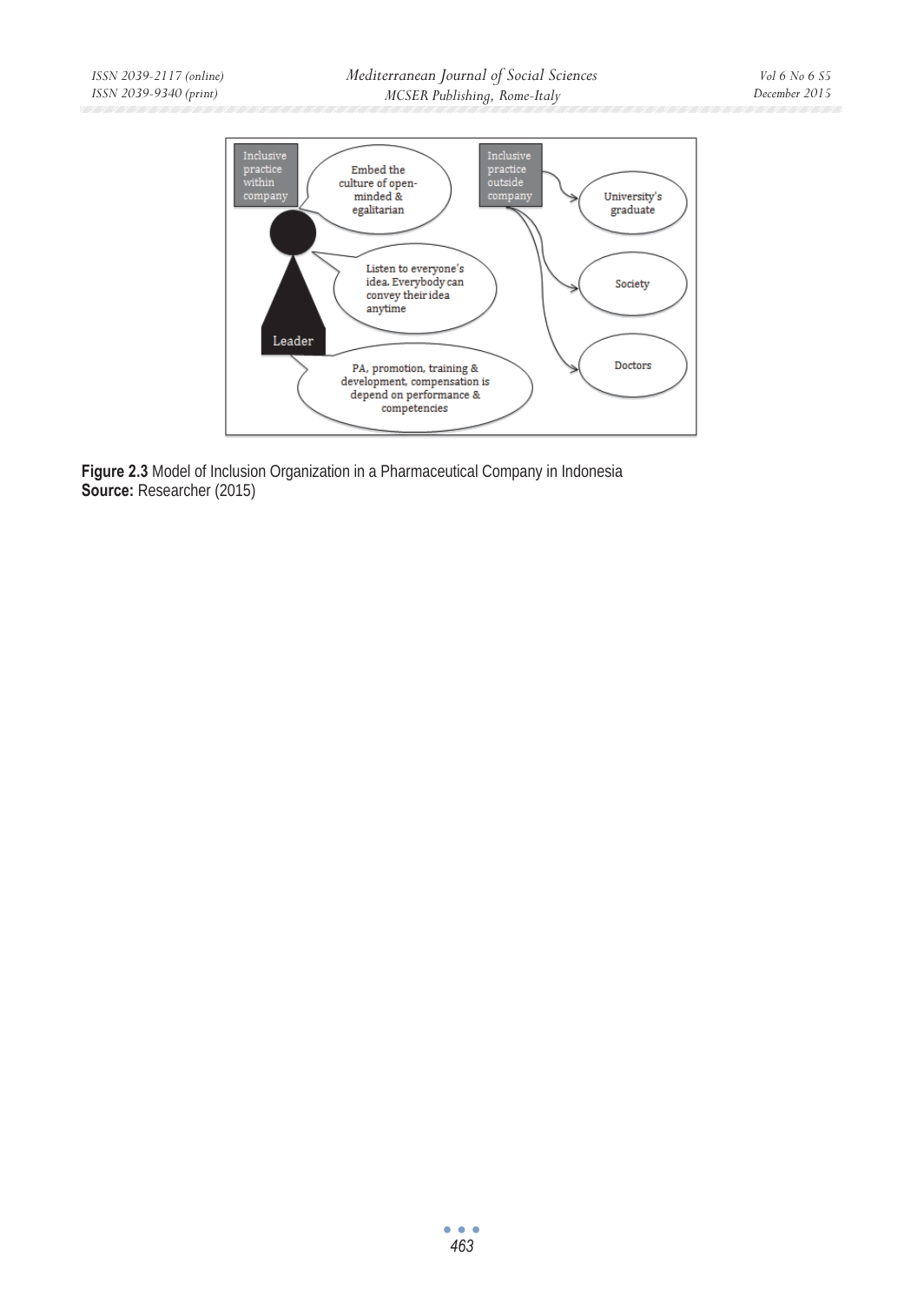Inclusive practice within company

Embed the culture of open-minded & egalitarian

Listen to everyone's idea. Everybody can convey their idea anytime

Leader

PA, promotion, training & development, compensation is depend on performance & competencies

Inclusive practice outside company

University's graduate

Society

Doctors

**Figure 2.3** Model of Inclusion Organization in a Pharmaceutical Company in Indonesia
**Source:** Researcher (2015)